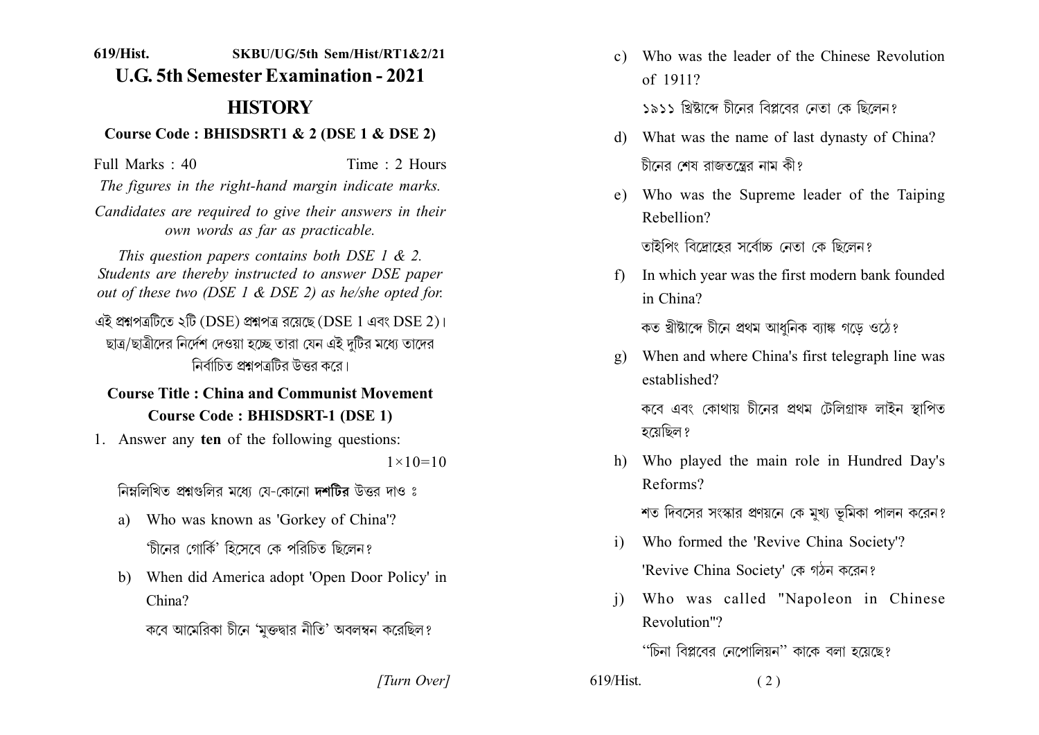619/Hist. SKBU/UG/5th Sem/Hist/RT1&2/21

# U.G. 5th Semester Examination - 2021

## HISTORY

### Course Code : BHISDSRT1 & 2 (DSE 1 & DSE 2)

Full Marks : 40 Time : 2 Hours

*The figures in the right-hand margin indicate marks.*

*Candidates are required to give their answers in their own words as far as practicable.*

*This question papers contains both DSE 1 & 2. Students are thereby instructed to answer DSE paper out of these two (DSE 1 & DSE 2) as he/she opted for.*

এই প্রশ্নপত্রটিতে ২টি (DSE) প্রশ্নপত্র রয়েছে (DSE 1 এবং DSE 2)। ছাত্র/ছাত্রীদের নির্দেশ দেওয়া হচ্ছে তারা যেন এই দুটির মধ্যে তাদের নির্বাচিত প্রশ্নপত্রটির উত্তর করে।

### Course Title : China and Communist Movement
### Course Code : BHISDSRT-1 (DSE 1)

1. Answer any **ten** of the following questions: $1\times10=10$

   নিম্নলিখিত প্রশ্নগুলির মধ্যে যে-কোনো **দশটির** উত্তর দাও ঃ

   a) Who was known as 'Gorkey of China'?

   'চীনের গোর্কি' হিসেবে কে পরিচিত ছিলেন?

   b) When did America adopt 'Open Door Policy' in China?

   কবে আমেরিকা চীনে 'মুক্তদ্বার নীতি' অবলম্বন করেছিল?

   c) Who was the leader of the Chinese Revolution of 1911?

   ১৯১১ খ্রিষ্টাব্দে চীনের বিপ্লবের নেতা কে ছিলেন?

   d) What was the name of last dynasty of China?

   চীনের শেষ রাজতন্ত্রের নাম কী?

   e) Who was the Supreme leader of the Taiping Rebellion?

   তাইপিং বিদ্রোহের সর্বোচ্চ নেতা কে ছিলেন?

   f) In which year was the first modern bank founded in China?

   কত খ্রীষ্টাব্দে চীনে প্রথম আধুনিক ব্যাঙ্ক গড়ে ওঠে?

   g) When and where China's first telegraph line was established?

   কবে এবং কোথায় চীনের প্রথম টেলিগ্রাফ লাইন স্থাপিত হয়েছিল?

   h) Who played the main role in Hundred Day's Reforms?

   শত দিবসের সংস্কার প্রণয়নে কে মুখ্য ভূমিকা পালন করেন?

   i) Who formed the 'Revive China Society'?

   'Revive China Society' কে গঠন করেন?

   j) Who was called "Napoleon in Chinese Revolution"?

   "চিনা বিপ্লবের নেপোলিয়ন" কাকে বলা হয়েছে?

[Turn Over]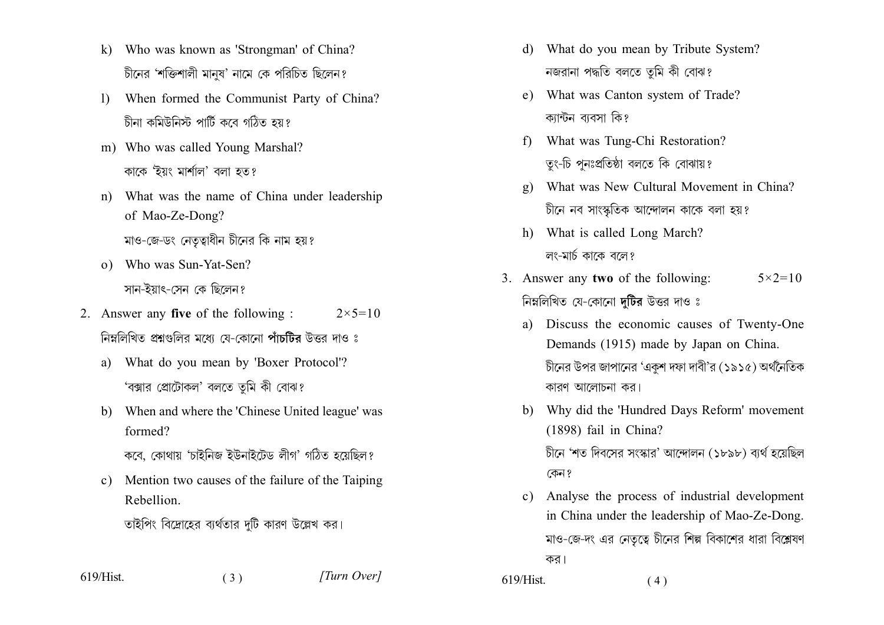k) Who was known as 'Strongman' of China?

চীনের 'শক্তিশালী মানুষ' নামে কে পরিচিত ছিলেন?

l) When formed the Communist Party of China?

চীনা কমিউনিস্ট পার্টি কবে গঠিত হয়?

m) Who was called Young Marshal?

কাকে 'ইয়ং মার্শাল' বলা হত?

n) What was the name of China under leadership of Mao-Ze-Dong?

মাও-জে-ডং নেতৃত্বাধীন চীনের কি নাম হয়?

o) Who was Sun-Yat-Sen?

সান-ইয়াৎ-সেন কে ছিলেন?

2. Answer any **five** of the following : 2×5=10

নিম্নলিখিত প্রশ্নগুলির মধ্যে যে-কোনো **পাঁচটির** উত্তর দাও ঃ

a) What do you mean by 'Boxer Protocol'?

'বক্সার প্রোটোকল' বলতে তুমি কী বোঝ?

b) When and where the 'Chinese United league' was formed?

কবে, কোথায় 'চাইনিজ ইউনাইটেড লীগ' গঠিত হয়েছিল?

c) Mention two causes of the failure of the Taiping Rebellion.

তাইপিং বিদ্রোহের ব্যর্থতার দুটি কারণ উল্লেখ কর।

d) What do you mean by Tribute System?

নজরানা পদ্ধতি বলতে তুমি কী বোঝ?

e) What was Canton system of Trade?

ক্যান্টন ব্যবসা কি?

f) What was Tung-Chi Restoration?

তুং-চি পুনঃপ্রতিষ্ঠা বলতে কি বোঝায়?

g) What was New Cultural Movement in China?

চীনে নব সাংস্কৃতিক আন্দোলন কাকে বলা হয়?

h) What is called Long March?

লং-মার্চ কাকে বলে?

3. Answer any **two** of the following: 5×2=10

নিম্নলিখিত যে-কোনো **দুটির** উত্তর দাও ঃ

a) Discuss the economic causes of Twenty-One Demands (1915) made by Japan on China.

চীনের উপর জাপানের 'একুশ দফা দাবী'র (১৯১৫) অর্থনৈতিক কারণ আলোচনা কর।

b) Why did the 'Hundred Days Reform' movement (1898) fail in China?

চীনে 'শত দিবসের সংস্কার' আন্দোলন (১৮৯৮) ব্যর্থ হয়েছিল কেন?

c) Analyse the process of industrial development in China under the leadership of Mao-Ze-Dong.

মাও-জে-দং এর নেতৃত্বে চীনের শিল্প বিকাশের ধারা বিশ্লেষণ কর।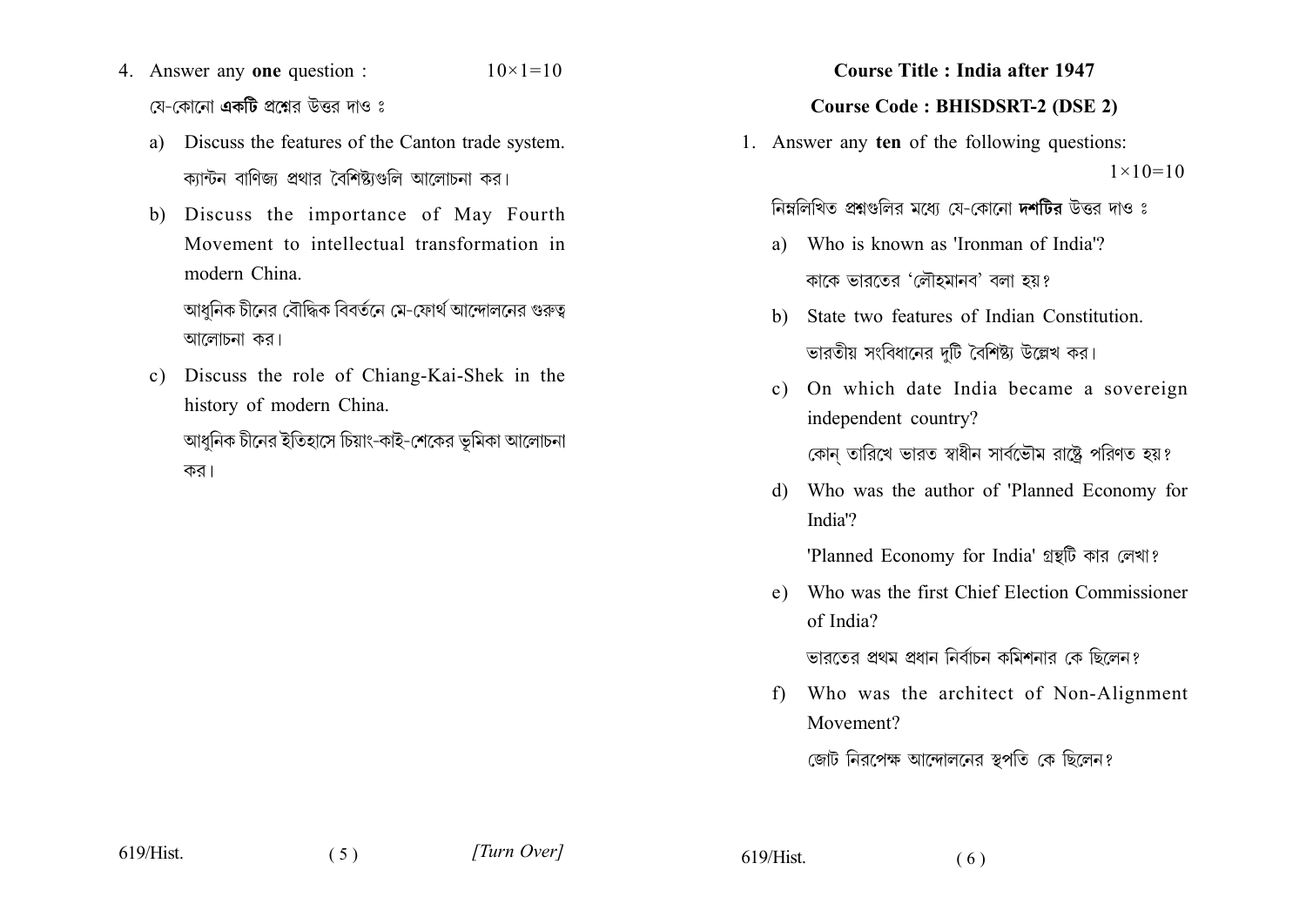4. Answer any **one** question : $10\times1=10$

যে-কোনো **একটি** প্রশ্নের উত্তর দাও ঃ

a) Discuss the features of the Canton trade system.

ক্যান্টন বাণিজ্য প্রথার বৈশিষ্ট্যগুলি আলোচনা কর।

b) Discuss the importance of May Fourth Movement to intellectual transformation in modern China.

আধুনিক চীনের বৌদ্ধিক বিবর্তনে মে-ফোর্থ আন্দোলনের গুরুত্ব আলোচনা কর।

c) Discuss the role of Chiang-Kai-Shek in the history of modern China.

আধুনিক চীনের ইতিহাসে চিয়াং-কাই-শেকের ভূমিকা আলোচনা কর।

## Course Title : India after 1947

## Course Code : BHISDSRT-2 (DSE 2)

1. Answer any **ten** of the following questions: $1\times10=10$

নিম্নলিখিত প্রশ্নগুলির মধ্যে যে-কোনো **দশটির** উত্তর দাও ঃ

a) Who is known as 'Ironman of India'?

কাকে ভারতের 'লৌহমানব' বলা হয়?

b) State two features of Indian Constitution.

ভারতীয় সংবিধানের দুটি বৈশিষ্ট্য উল্লেখ কর।

c) On which date India became a sovereign independent country?

কোন্ তারিখে ভারত স্বাধীন সার্বভৌম রাষ্ট্রে পরিণত হয়?

d) Who was the author of 'Planned Economy for India'?

'Planned Economy for India' গ্রন্থটি কার লেখা?

e) Who was the first Chief Election Commissioner of India?

ভারতের প্রথম প্রধান নির্বাচন কমিশনার কে ছিলেন?

f) Who was the architect of Non-Alignment Movement?

জোট নিরপেক্ষ আন্দোলনের স্থপতি কে ছিলেন?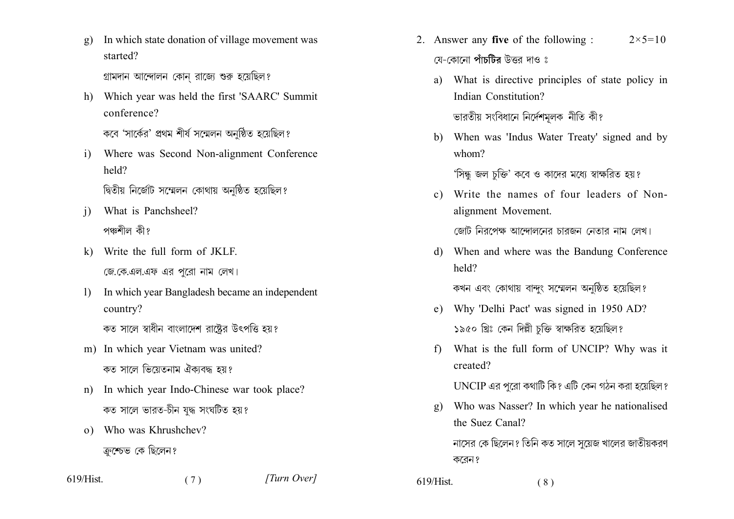g) In which state donation of village movement was started?

গ্রামদান আন্দোলন কোন্ রাজ্যে শুরু হয়েছিল?

h) Which year was held the first 'SAARC' Summit conference?

কবে 'সার্কের' প্রথম শীর্ষ সম্মেলন অনুষ্ঠিত হয়েছিল?

i) Where was Second Non-alignment Conference held?

দ্বিতীয় নির্জোট সম্মেলন কোথায় অনুষ্ঠিত হয়েছিল?

j) What is Panchsheel?

পঞ্চশীল কী?

k) Write the full form of JKLF.

জে.কে.এল.এফ এর পুরো নাম লেখ।

l) In which year Bangladesh became an independent country?

কত সালে স্বাধীন বাংলাদেশ রাষ্ট্রের উৎপত্তি হয়?

m) In which year Vietnam was united?

কত সালে ভিয়েতনাম ঐক্যবদ্ধ হয়?

n) In which year Indo-Chinese war took place?

কত সালে ভারত-চীন যুদ্ধ সংঘটিত হয়?

o) Who was Khrushchev?

ক্রুশ্চেভ কে ছিলেন?

2. Answer any **five** of the following : 2×5=10

যে-কোনো **পাঁচটির** উত্তর দাও ঃ

a) What is directive principles of state policy in Indian Constitution?

ভারতীয় সংবিধানে নির্দেশমূলক নীতি কী?

b) When was 'Indus Water Treaty' signed and by whom?

'সিন্ধু জল চুক্তি' কবে ও কাদের মধ্যে স্বাক্ষরিত হয়?

c) Write the names of four leaders of Non-alignment Movement.

জোট নিরপেক্ষ আন্দোলনের চারজন নেতার নাম লেখ।

d) When and where was the Bandung Conference held?

কখন এবং কোথায় বান্দুং সম্মেলন অনুষ্ঠিত হয়েছিল?

e) Why 'Delhi Pact' was signed in 1950 AD?

১৯৫০ খ্রিঃ কেন দিল্লী চুক্তি স্বাক্ষরিত হয়েছিল?

f) What is the full form of UNCIP? Why was it created?

UNCIP এর পুরো কথাটি কি? এটি কেন গঠন করা হয়েছিল?

g) Who was Nasser? In which year he nationalised the Suez Canal?

নাসের কে ছিলেন? তিনি কত সালে সুয়েজ খালের জাতীয়করণ করেন?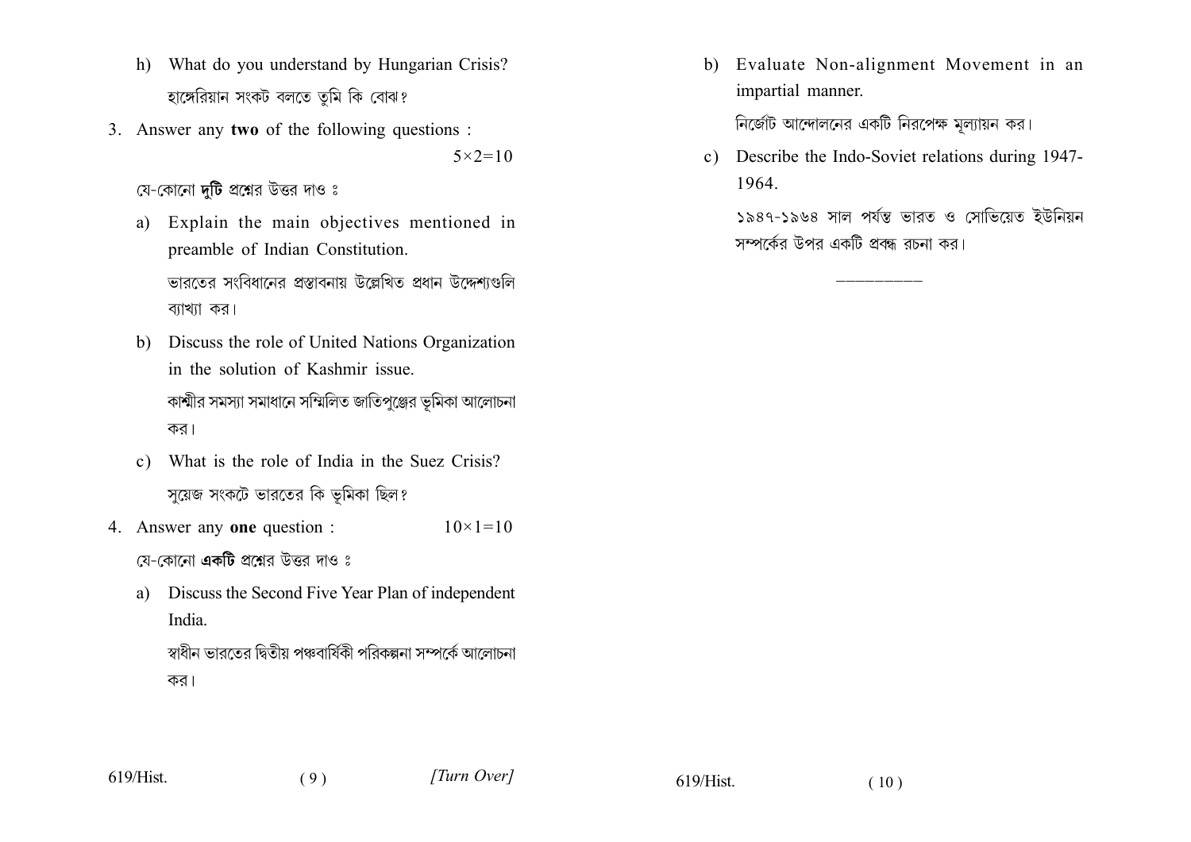h) What do you understand by Hungarian Crisis?

হাঙ্গেরিয়ান সংকট বলতে তুমি কি বোঝ?

3. Answer any **two** of the following questions : $5 \times 2 = 10$

যে-কোনো **দুটি** প্রশ্নের উত্তর দাও ঃ

a) Explain the main objectives mentioned in preamble of Indian Constitution.

ভারতের সংবিধানের প্রস্তাবনায় উল্লেখিত প্রধান উদ্দেশ্যগুলি ব্যাখ্যা কর।

b) Discuss the role of United Nations Organization in the solution of Kashmir issue.

কাশ্মীর সমস্যা সমাধানে সম্মিলিত জাতিপুঞ্জের ভূমিকা আলোচনা কর।

c) What is the role of India in the Suez Crisis?

সুয়েজ সংকটে ভারতের কি ভূমিকা ছিল?

4. Answer any **one** question : $10 \times 1 = 10$

যে-কোনো **একটি** প্রশ্নের উত্তর দাও ঃ

a) Discuss the Second Five Year Plan of independent India.

স্বাধীন ভারতের দ্বিতীয় পঞ্চবার্ষিকী পরিকল্পনা সম্পর্কে আলোচনা কর।

b) Evaluate Non-alignment Movement in an impartial manner.

নির্জোট আন্দোলনের একটি নিরপেক্ষ মূল্যায়ন কর।

c) Describe the Indo-Soviet relations during 1947-1964.

১৯৪৭-১৯৬৪ সাল পর্যন্ত ভারত ও সোভিয়েত ইউনিয়ন সম্পর্কের উপর একটি প্রবন্ধ রচনা কর।

—————